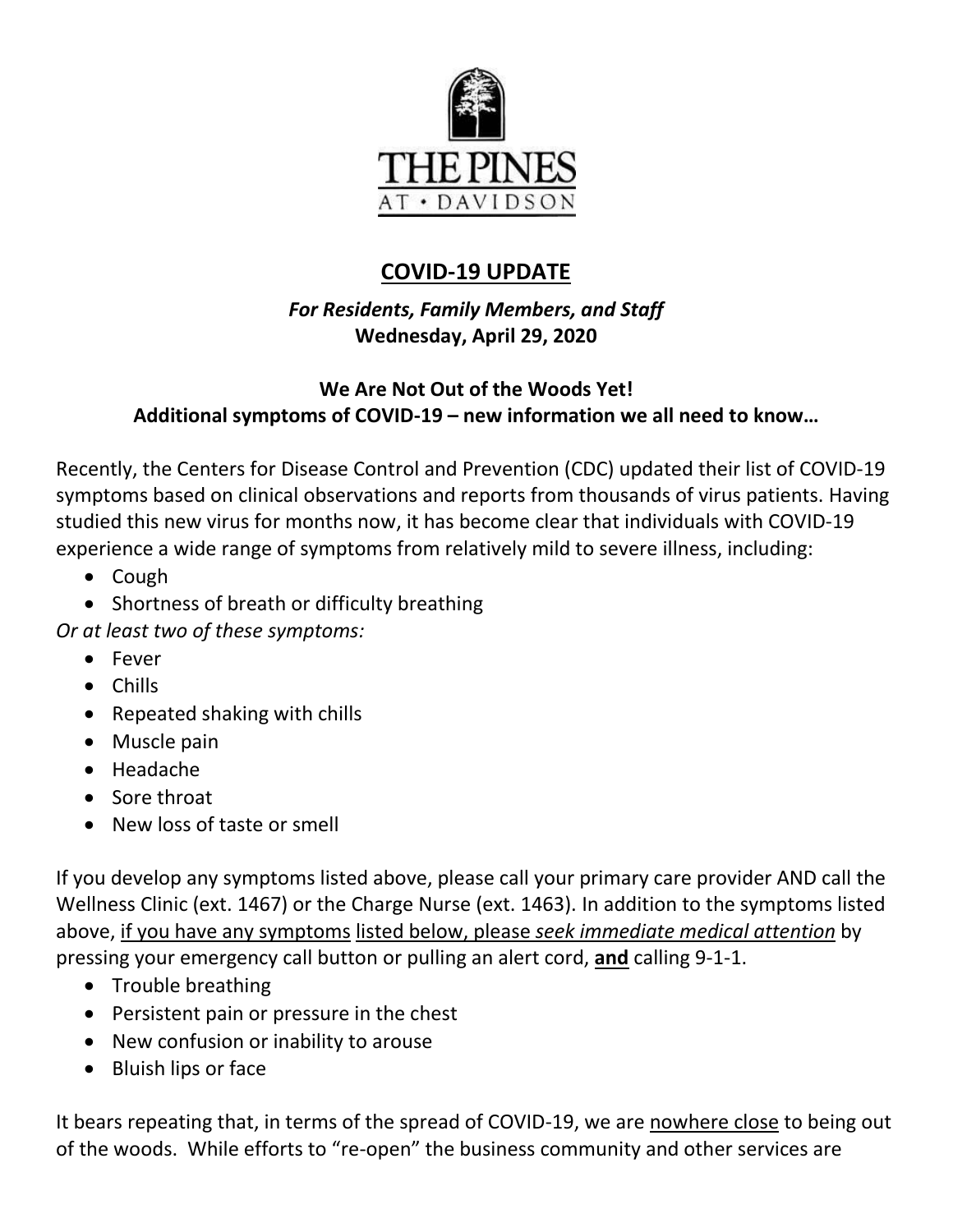THE PINES

AT • DAVIDSON

# COVID-19 UPDATE

***For Residents, Family Members, and Staff***
**Wednesday, April 29, 2020**

**We Are Not Out of the Woods Yet!**
**Additional symptoms of COVID-19 – new information we all need to know…**

Recently, the Centers for Disease Control and Prevention (CDC) updated their list of COVID-19 symptoms based on clinical observations and reports from thousands of virus patients. Having studied this new virus for months now, it has become clear that individuals with COVID-19 experience a wide range of symptoms from relatively mild to severe illness, including:

- Cough
- Shortness of breath or difficulty breathing

*Or at least two of these symptoms:*

- Fever
- Chills
- Repeated shaking with chills
- Muscle pain
- Headache
- Sore throat
- New loss of taste or smell

If you develop any symptoms listed above, please call your primary care provider AND call the Wellness Clinic (ext. 1467) or the Charge Nurse (ext. 1463). In addition to the symptoms listed above, <u>if you have any symptoms</u> <u>listed below, please *seek immediate medical attention*</u> by pressing your emergency call button or pulling an alert cord, **<u>and</u>** calling 9-1-1.

- Trouble breathing
- Persistent pain or pressure in the chest
- New confusion or inability to arouse
- Bluish lips or face

It bears repeating that, in terms of the spread of COVID-19, we are <u>nowhere close</u> to being out of the woods. While efforts to "re-open" the business community and other services are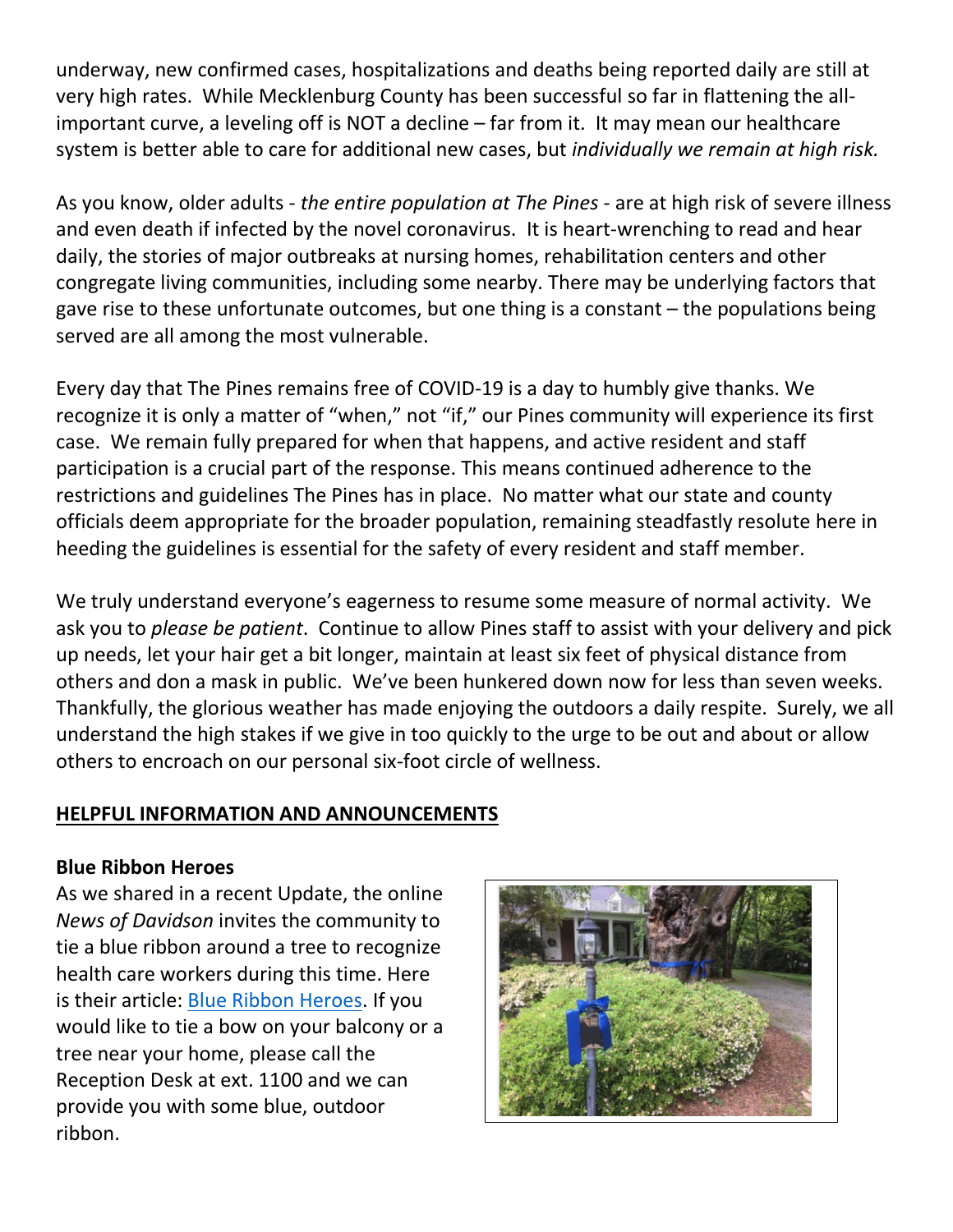underway, new confirmed cases, hospitalizations and deaths being reported daily are still at very high rates. While Mecklenburg County has been successful so far in flattening the all-important curve, a leveling off is NOT a decline – far from it. It may mean our healthcare system is better able to care for additional new cases, but *individually we remain at high risk.*

As you know, older adults - *the entire population at The Pines* - are at high risk of severe illness and even death if infected by the novel coronavirus. It is heart-wrenching to read and hear daily, the stories of major outbreaks at nursing homes, rehabilitation centers and other congregate living communities, including some nearby. There may be underlying factors that gave rise to these unfortunate outcomes, but one thing is a constant – the populations being served are all among the most vulnerable.

Every day that The Pines remains free of COVID-19 is a day to humbly give thanks. We recognize it is only a matter of "when," not "if," our Pines community will experience its first case. We remain fully prepared for when that happens, and active resident and staff participation is a crucial part of the response. This means continued adherence to the restrictions and guidelines The Pines has in place. No matter what our state and county officials deem appropriate for the broader population, remaining steadfastly resolute here in heeding the guidelines is essential for the safety of every resident and staff member.

We truly understand everyone's eagerness to resume some measure of normal activity. We ask you to *please be patient*. Continue to allow Pines staff to assist with your delivery and pick up needs, let your hair get a bit longer, maintain at least six feet of physical distance from others and don a mask in public. We've been hunkered down now for less than seven weeks. Thankfully, the glorious weather has made enjoying the outdoors a daily respite. Surely, we all understand the high stakes if we give in too quickly to the urge to be out and about or allow others to encroach on our personal six-foot circle of wellness.

## HELPFUL INFORMATION AND ANNOUNCEMENTS

### Blue Ribbon Heroes

As we shared in a recent Update, the online *News of Davidson* invites the community to tie a blue ribbon around a tree to recognize health care workers during this time. Here is their article: Blue Ribbon Heroes. If you would like to tie a bow on your balcony or a tree near your home, please call the Reception Desk at ext. 1100 and we can provide you with some blue, outdoor ribbon.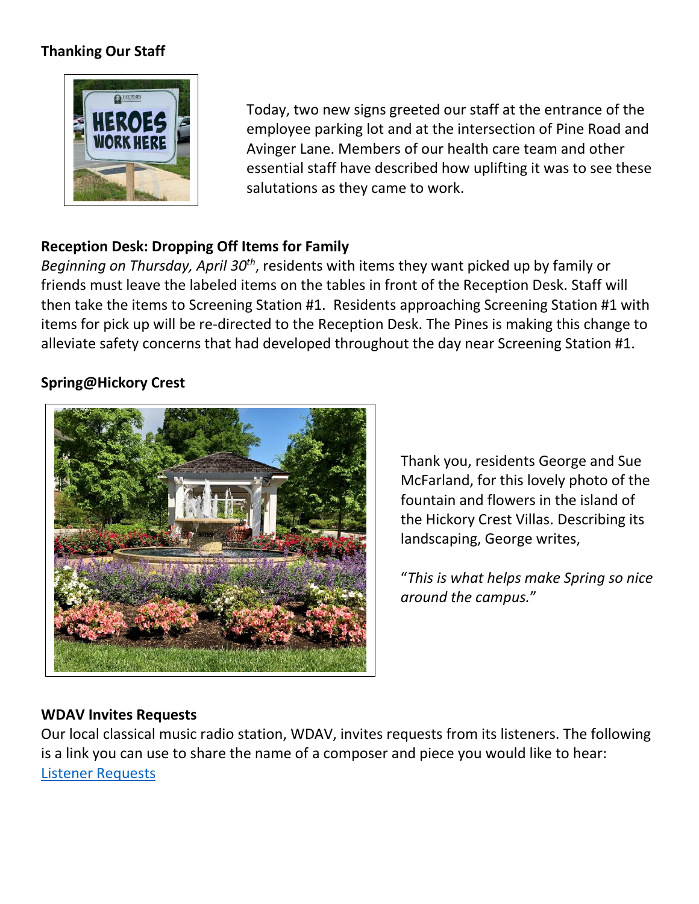**Thanking Our Staff**

Today, two new signs greeted our staff at the entrance of the employee parking lot and at the intersection of Pine Road and Avinger Lane. Members of our health care team and other essential staff have described how uplifting it was to see these salutations as they came to work.

**Reception Desk: Dropping Off Items for Family**

*Beginning on Thursday, April 30th*, residents with items they want picked up by family or friends must leave the labeled items on the tables in front of the Reception Desk. Staff will then take the items to Screening Station #1. Residents approaching Screening Station #1 with items for pick up will be re-directed to the Reception Desk. The Pines is making this change to alleviate safety concerns that had developed throughout the day near Screening Station #1.

**Spring@Hickory Crest**

Thank you, residents George and Sue McFarland, for this lovely photo of the fountain and flowers in the island of the Hickory Crest Villas. Describing its landscaping, George writes,

"*This is what helps make Spring so nice around the campus.*"

**WDAV Invites Requests**

Our local classical music radio station, WDAV, invites requests from its listeners. The following is a link you can use to share the name of a composer and piece you would like to hear: Listener Requests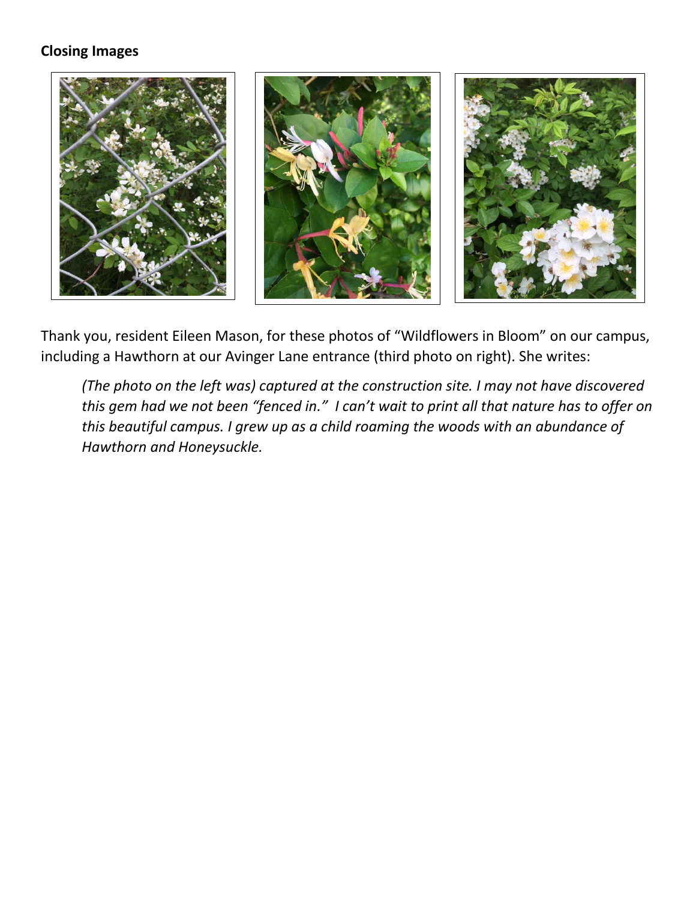**Closing Images**

Thank you, resident Eileen Mason, for these photos of "Wildflowers in Bloom" on our campus, including a Hawthorn at our Avinger Lane entrance (third photo on right). She writes:

> *(The photo on the left was) captured at the construction site. I may not have discovered this gem had we not been "fenced in." I can't wait to print all that nature has to offer on this beautiful campus. I grew up as a child roaming the woods with an abundance of Hawthorn and Honeysuckle.*